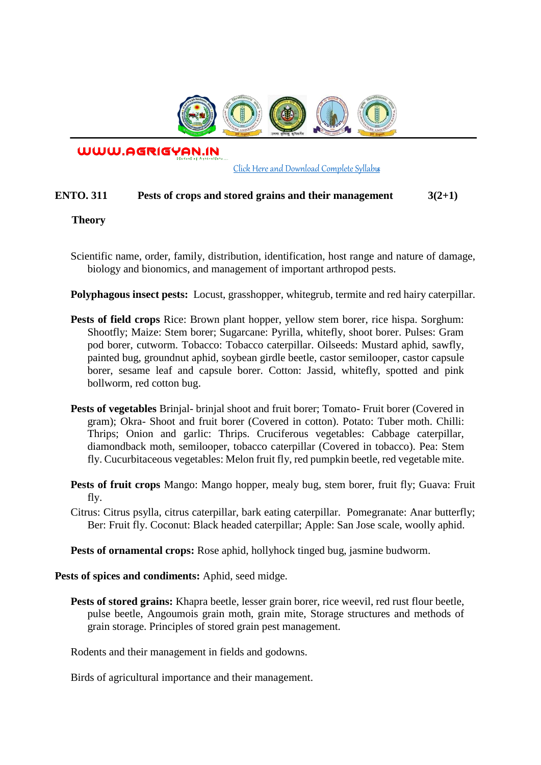WWW.AGRIGYAN.IN

[Click Here and Download Complete Syllabus]

**ENTO. 311 Pests of crops and stored grains and their management 3(2+1)**

**Theory**

Scientific name, order, family, distribution, identification, host range and nature of damage, biology and bionomics, and management of important arthropod pests.

**Polyphagous insect pests:** Locust, grasshopper, whitegrub, termite and red hairy caterpillar.

**Pests of field crops** Rice: Brown plant hopper, yellow stem borer, rice hispa. Sorghum: Shootfly; Maize: Stem borer; Sugarcane: Pyrilla, whitefly, shoot borer. Pulses: Gram pod borer, cutworm. Tobacco: Tobacco caterpillar. Oilseeds: Mustard aphid, sawfly, painted bug, groundnut aphid, soybean girdle beetle, castor semilooper, castor capsule borer, sesame leaf and capsule borer. Cotton: Jassid, whitefly, spotted and pink bollworm, red cotton bug.

**Pests of vegetables** Brinjal- brinjal shoot and fruit borer; Tomato- Fruit borer (Covered in gram); Okra- Shoot and fruit borer (Covered in cotton). Potato: Tuber moth. Chilli: Thrips; Onion and garlic: Thrips. Cruciferous vegetables: Cabbage caterpillar, diamondback moth, semilooper, tobacco caterpillar (Covered in tobacco). Pea: Stem fly. Cucurbitaceous vegetables: Melon fruit fly, red pumpkin beetle, red vegetable mite.

**Pests of fruit crops** Mango: Mango hopper, mealy bug, stem borer, fruit fly; Guava: Fruit fly.

Citrus: Citrus psylla, citrus caterpillar, bark eating caterpillar. Pomegranate: Anar butterfly; Ber: Fruit fly. Coconut: Black headed caterpillar; Apple: San Jose scale, woolly aphid.

**Pests of ornamental crops:** Rose aphid, hollyhock tinged bug, jasmine budworm.

**Pests of spices and condiments:** Aphid, seed midge.

**Pests of stored grains:** Khapra beetle, lesser grain borer, rice weevil, red rust flour beetle, pulse beetle, Angoumois grain moth, grain mite, Storage structures and methods of grain storage. Principles of stored grain pest management.

Rodents and their management in fields and godowns.

Birds of agricultural importance and their management.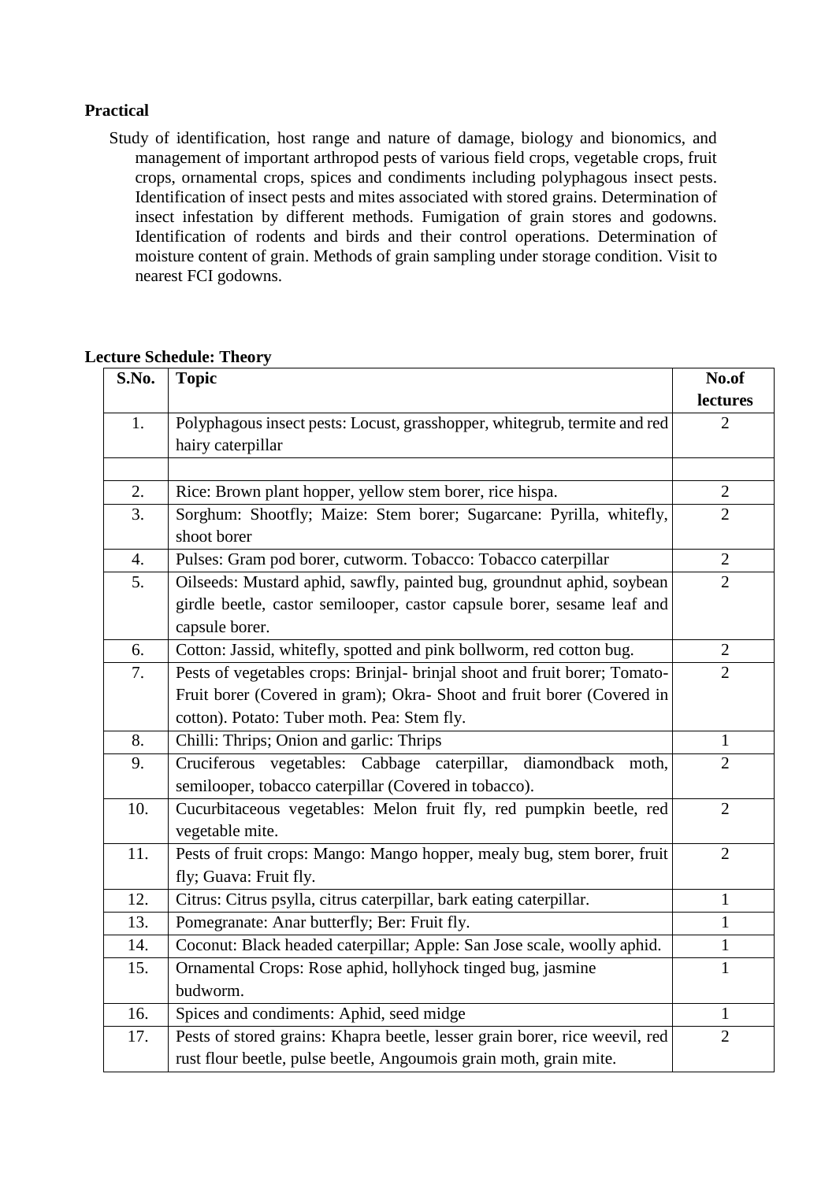**Practical**

Study of identification, host range and nature of damage, biology and bionomics, and management of important arthropod pests of various field crops, vegetable crops, fruit crops, ornamental crops, spices and condiments including polyphagous insect pests. Identification of insect pests and mites associated with stored grains. Determination of insect infestation by different methods. Fumigation of grain stores and godowns. Identification of rodents and birds and their control operations. Determination of moisture content of grain. Methods of grain sampling under storage condition. Visit to nearest FCI godowns.

**Lecture Schedule: Theory**

| S.No. | Topic | No.of lectures |
|---|---|---|
| 1. | Polyphagous insect pests: Locust, grasshopper, whitegrub, termite and red hairy caterpillar | 2 |
| | | |
| 2. | Rice: Brown plant hopper, yellow stem borer, rice hispa. | 2 |
| 3. | Sorghum: Shootfly; Maize: Stem borer; Sugarcane: Pyrilla, whitefly, shoot borer | 2 |
| 4. | Pulses: Gram pod borer, cutworm. Tobacco: Tobacco caterpillar | 2 |
| 5. | Oilseeds: Mustard aphid, sawfly, painted bug, groundnut aphid, soybean girdle beetle, castor semilooper, castor capsule borer, sesame leaf and capsule borer. | 2 |
| 6. | Cotton: Jassid, whitefly, spotted and pink bollworm, red cotton bug. | 2 |
| 7. | Pests of vegetables crops: Brinjal- brinjal shoot and fruit borer; Tomato-Fruit borer (Covered in gram); Okra- Shoot and fruit borer (Covered in cotton). Potato: Tuber moth. Pea: Stem fly. | 2 |
| 8. | Chilli: Thrips; Onion and garlic: Thrips | 1 |
| 9. | Cruciferous vegetables: Cabbage caterpillar, diamondback moth, semilooper, tobacco caterpillar (Covered in tobacco). | 2 |
| 10. | Cucurbitaceous vegetables: Melon fruit fly, red pumpkin beetle, red vegetable mite. | 2 |
| 11. | Pests of fruit crops: Mango: Mango hopper, mealy bug, stem borer, fruit fly; Guava: Fruit fly. | 2 |
| 12. | Citrus: Citrus psylla, citrus caterpillar, bark eating caterpillar. | 1 |
| 13. | Pomegranate: Anar butterfly; Ber: Fruit fly. | 1 |
| 14. | Coconut: Black headed caterpillar; Apple: San Jose scale, woolly aphid. | 1 |
| 15. | Ornamental Crops: Rose aphid, hollyhock tinged bug, jasmine budworm. | 1 |
| 16. | Spices and condiments: Aphid, seed midge | 1 |
| 17. | Pests of stored grains: Khapra beetle, lesser grain borer, rice weevil, red rust flour beetle, pulse beetle, Angoumois grain moth, grain mite. | 2 |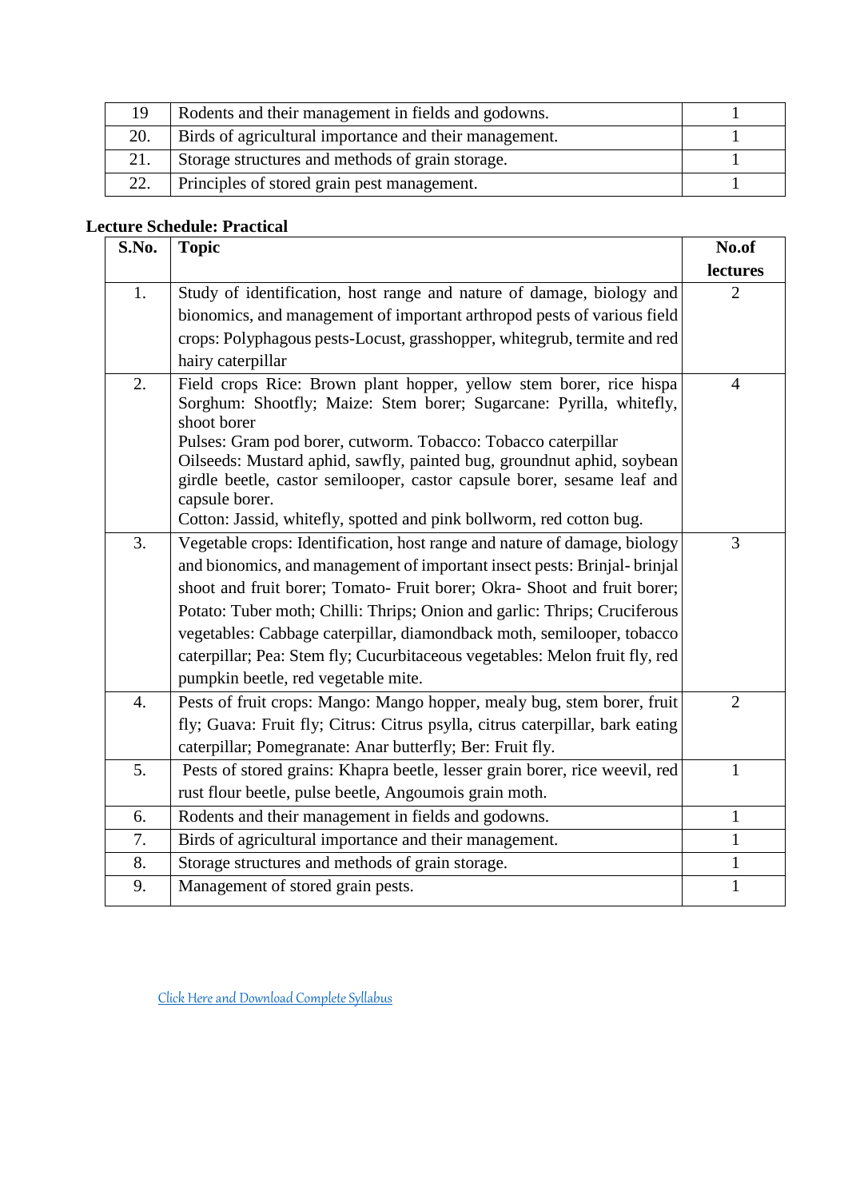| | | |
|---|---|---|
| 19 | Rodents and their management in fields and godowns. | 1 |
| 20. | Birds of agricultural importance and their management. | 1 |
| 21. | Storage structures and methods of grain storage. | 1 |
| 22. | Principles of stored grain pest management. | 1 |

**Lecture Schedule: Practical**

| S.No. | Topic | No.of lectures |
|---|---|---|
| 1. | Study of identification, host range and nature of damage, biology and bionomics, and management of important arthropod pests of various field crops: Polyphagous pests-Locust, grasshopper, whitegrub, termite and red hairy caterpillar | 2 |
| 2. | Field crops Rice: Brown plant hopper, yellow stem borer, rice hispa Sorghum: Shootfly; Maize: Stem borer; Sugarcane: Pyrilla, whitefly, shoot borer<br>Pulses: Gram pod borer, cutworm. Tobacco: Tobacco caterpillar<br>Oilseeds: Mustard aphid, sawfly, painted bug, groundnut aphid, soybean girdle beetle, castor semilooper, castor capsule borer, sesame leaf and capsule borer.<br>Cotton: Jassid, whitefly, spotted and pink bollworm, red cotton bug. | 4 |
| 3. | Vegetable crops: Identification, host range and nature of damage, biology and bionomics, and management of important insect pests: Brinjal- brinjal shoot and fruit borer; Tomato- Fruit borer; Okra- Shoot and fruit borer; Potato: Tuber moth; Chilli: Thrips; Onion and garlic: Thrips; Cruciferous vegetables: Cabbage caterpillar, diamondback moth, semilooper, tobacco caterpillar; Pea: Stem fly; Cucurbitaceous vegetables: Melon fruit fly, red pumpkin beetle, red vegetable mite. | 3 |
| 4. | Pests of fruit crops: Mango: Mango hopper, mealy bug, stem borer, fruit fly; Guava: Fruit fly; Citrus: Citrus psylla, citrus caterpillar, bark eating caterpillar; Pomegranate: Anar butterfly; Ber: Fruit fly. | 2 |
| 5. | Pests of stored grains: Khapra beetle, lesser grain borer, rice weevil, red rust flour beetle, pulse beetle, Angoumois grain moth. | 1 |
| 6. | Rodents and their management in fields and godowns. | 1 |
| 7. | Birds of agricultural importance and their management. | 1 |
| 8. | Storage structures and methods of grain storage. | 1 |
| 9. | Management of stored grain pests. | 1 |

Click Here and Download Complete Syllabus